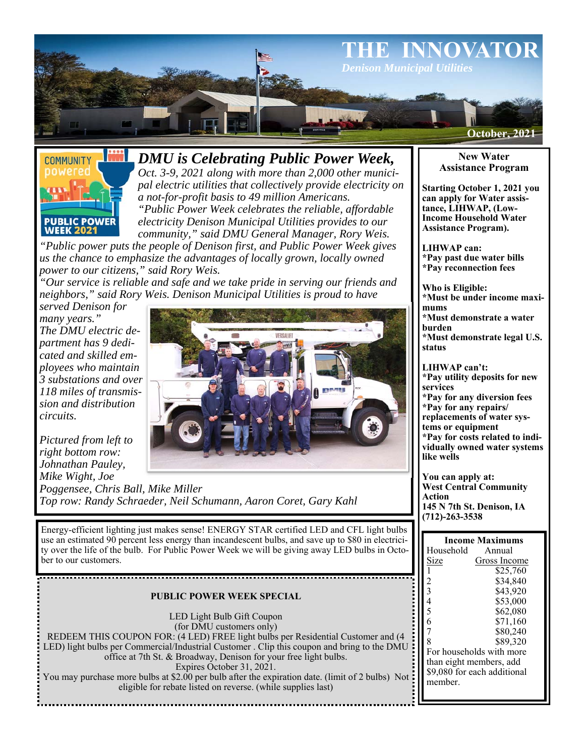# THE INNOVATOR

*Denison Municipal Utilities*

October, 2021

## *DMU is Celebrating Public Power Week,*

*Oct. 3-9, 2021 along with more than 2,000 other municipal electric utilities that collectively provide electricity on a not-for-profit basis to 49 million Americans.*

*"Public Power Week celebrates the reliable, affordable electricity Denison Municipal Utilities provides to our community," said DMU General Manager, Rory Weis.*

*"Public power puts the people of Denison first, and Public Power Week gives us the chance to emphasize the advantages of locally grown, locally owned power to our citizens," said Rory Weis.*

*"Our service is reliable and safe and we take pride in serving our friends and neighbors," said Rory Weis. Denison Municipal Utilities is proud to have served Denison for many years."*

*The DMU electric department has 9 dedicated and skilled employees who maintain 3 substations and over 118 miles of transmission and distribution circuits.*

*Pictured from left to right bottom row: Johnathan Pauley, Mike Wight, Joe Poggensee, Chris Ball, Mike Miller*
*Top row: Randy Schraeder, Neil Schumann, Aaron Coret, Gary Kahl*

Energy-efficient lighting just makes sense! ENERGY STAR certified LED and CFL light bulbs use an estimated 90 percent less energy than incandescent bulbs, and save up to $80 in electricity over the life of the bulb. For Public Power Week we will be giving away LED bulbs in October to our customers.

**PUBLIC POWER WEEK SPECIAL**

LED Light Bulb Gift Coupon
(for DMU customers only)
REDEEM THIS COUPON FOR: (4 LED) FREE light bulbs per Residential Customer and (4 LED) light bulbs per Commercial/Industrial Customer . Clip this coupon and bring to the DMU office at 7th St. & Broadway, Denison for your free light bulbs.
Expires October 31, 2021.
You may purchase more bulbs at $2.00 per bulb after the expiration date. (limit of 2 bulbs) Not eligible for rebate listed on reverse. (while supplies last)

## New Water Assistance Program

**Starting October 1, 2021 you can apply for Water assistance, LIHWAP, (Low-Income Household Water Assistance Program).**

**LIHWAP can:**
**\*Pay past due water bills**
**\*Pay reconnection fees**

**Who is Eligible:**
**\*Must be under income maximums**
**\*Must demonstrate a water burden**
**\*Must demonstrate legal U.S. status**

**LIHWAP can't:**
**\*Pay utility deposits for new services**
**\*Pay for any diversion fees**
**\*Pay for any repairs/ replacements of water systems or equipment**
**\*Pay for costs related to individually owned water systems like wells**

**You can apply at:**
**West Central Community Action**
**145 N 7th St. Denison, IA**
**(712)-263-3538**

**Income Maximums**

| Household Size | Annual Gross Income |
|---|---|
| 1 | $25,760 |
| 2 | $34,840 |
| 3 | $43,920 |
| 4 | $53,000 |
| 5 | $62,080 |
| 6 | $71,160 |
| 7 | $80,240 |
| 8 | $89,320 |

For households with more than eight members, add $9,080 for each additional member.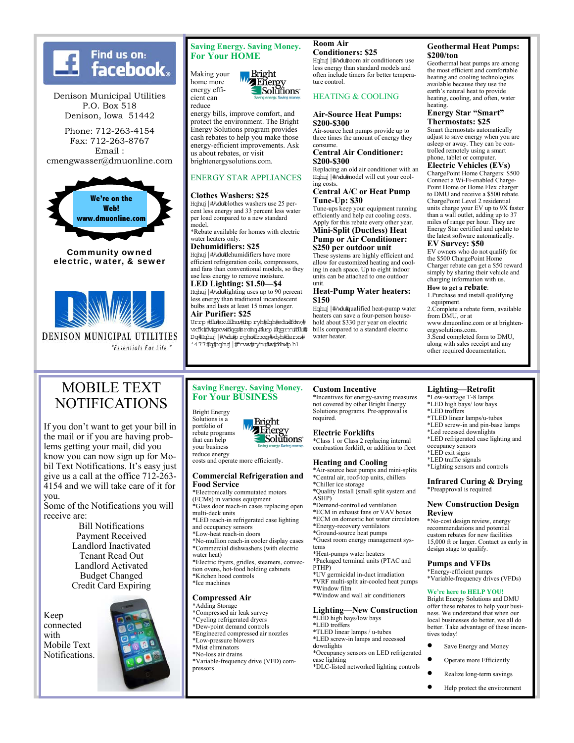**Find us on: facebook**

Denison Municipal Utilities
P.O. Box 518
Denison, Iowa 51442

Phone: 712-263-4154
Fax: 712-263-8767
Email :
cmengwasser@dmuonline.com

**We're on the Web!**
**www.dmuonline.com**

**Community owned electric, water, & sewer**

DENISON MUNICIPAL UTILITIES
*"Essentials For Life."*

## Saving Energy. Saving Money. For Your HOME

Making your home more energy efficient can reduce energy bills, improve comfort, and protect the environment. The Bright Energy Solutions program provides cash rebates to help you make those energy-efficient improvements. Ask us about rebates, or visit brightenergysolutions.com.

Bright Energy Solutions
Saving energy. Saving money.

### ENERGY STAR APPLIANCES

**Clothes Washers: $25**
Hqhuj|#Vwdu#clothes washers use 25 percent less energy and 33 percent less water per load compared to a new standard model.
*Rebate available for homes with electric water heaters only.

**Dehumidifiers: $25**
Hqhuj|#Vwdu#dehumidifiers have more efficient refrigeration coils, compressors, and fans than conventional models, so they use less energy to remove moisture.

**LED Lighting: $1.50—$4**
Hqhuj|#Vwdu#lighting uses up to 90 percent less energy than traditional incandescent bulbs and lasts at least 15 times longer.

**Air Purifier: $25**
Urrp#dlu#sxulilhuv#uhpryh#ilqh#sduwlfohv#vxfk#dv#gxvw#dqg#srochq#iurp#lqgrru#dlu1#Dq#Hqhuj|#Vwdu#prgho#frxog#vdyh#derxw#'477#lq#hqhuj|#frvwv#ryhu#lwv#olih1

**Room Air Conditioners: $25**
Hqhuj|#Vwdu#room air conditioners use less energy than standard models and often include timers for better temperature control.

### HEATING & COOLING

**Air-Source Heat Pumps: $200-$300**
Air-source heat pumps provide up to three times the amount of energy they consume.

**Central Air Conditioner: $200-$300**
Replacing an old air conditioner with an Hqhuj|#Vwdu#model will cut your cooling costs.

**Central A/C or Heat Pump Tune-Up: $30**
Tune-ups keep your equipment running efficiently and help cut cooling costs. Apply for this rebate every other year.

**Mini-Split (Ductless) Heat Pump or Air Conditioner: $250 per outdoor unit**
These systems are highly efficient and allow for customized heating and cooling in each space. Up to eight indoor units can be attached to one outdoor unit.

**Heat-Pump Water heaters: $150**
Hqhuj|#Vwdu#qualified heat-pump water heaters can save a four-person household about $330 per year on electric bills compared to a standard electric water heater.

**Geothermal Heat Pumps: $200/ton**
Geothermal heat pumps are among the most efficient and comfortable heating and cooling technologies available because they use the earth's natural heat to provide heating, cooling, and often, water heating.

**Energy Star "Smart" Thermostats: $25**
Smart thermostats automatically adjust to save energy when you are asleep or away. They can be controlled remotely using a smart phone, tablet or computer.

**Electric Vehicles (EVs)**
ChargePoint Home Chargers: $500
Connect a Wi-Fi-enabled ChargePoint Home or Home Flex charger to DMU and receive a $500 rebate. ChargePoint Level 2 residential units charge your EV up to 9X faster than a wall outlet, adding up to 37 miles of range per hour. They are Energy Star certified and update to the latest software automatically.

**EV Survey: $50**
EV owners who do not qualify for the $500 ChargePoint Home Charger rebate can get a $50 reward simply by sharing their vehicle and charging information with us.

**How to get a rebate:**
1. Purchase and install qualifying equipment.
2. Complete a rebate form, available from DMU, or at www.dmuonline.com or at brightenergysolutions.com.
3. Send completed form to DMU, along with sales receipt and any other required documentation.

# MOBILE TEXT NOTIFICATIONS

If you don't want to get your bill in the mail or if you are having problems getting your mail, did you know you can now sign up for Mobil Text Notifications. It's easy just give us a call to the office 712-263-4154 and we will take care of it for you.

Some of the Notifications you will receive are:

Bill Notifications
Payment Received
Landlord Inactivated
Tenant Read Out
Landlord Activated
Budget Changed
Credit Card Expiring

Keep connected with Mobile Text Notifications.

## Saving Energy. Saving Money. For Your BUSINESS

Bright Energy Solutions is a portfolio of rebate programs that can help your business reduce energy costs and operate more efficiently.

Bright Energy Solutions
Saving energy. Saving money.

**Commercial Refrigeration and Food Service**
*Electronically commutated motors (ECMs) in various equipment
*Glass door reach-in cases replacing open multi-deck units
*LED reach-in refrigerated case lighting and occupancy sensors
*Low-heat reach-in doors
*No-mullion reach-in cooler display cases
*Commercial dishwashers (with electric water heat)
*Electric fryers, gridles, steamers, convection ovens, hot-food holding cabinets
*Kitchen hood controls
*Ice machines

**Compressed Air**
*Adding Storage
*Compressed air leak survey
*Cycling refrigerated dryers
*Dew-point demand controls
*Engineered compressed air nozzles
*Low-pressure blowers
*Mist eliminators
*No-loss air drains
*Variable-frequency drive (VFD) compressors

**Custom Incentive**
*Incentives for energy-saving measures not covered by other Bright Energy Solutions programs. Pre-approval is required.

**Electric Forklifts**
*Class 1 or Class 2 replacing internal combustion forklift, or addition to fleet

**Heating and Cooling**
*Air-source heat pumps and mini-splits
*Central air, roof-top units, chillers
*Chiller ice storage
*Quality Install (small split system and ASHP)
*Demand-controlled ventilation
*ECM in exhaust fans or VAV boxes
*ECM on domestic hot water circulators
*Energy-recovery ventilators
*Ground-source heat pumps
*Guest room energy management systems
*Heat-pumps water heaters
*Packaged terminal units (PTAC and PTHP)
*UV germicidal in-duct irradiation
*VRF multi-split air-cooled heat pumps
*Window film
*Window and wall air conditioners

**Lighting—New Construction**
*LED high bays/low bays
*LED troffers
*TLED linear lamps / u-tubes
*LED screw-in lamps and recessed downlights
*Occupancy sensors on LED refrigerated case lighting
*DLC-listed networked lighting controls

**Lighting—Retrofit**
*Low-wattage T-8 lamps
*LED high bays/ low bays
*LED troffers
*TLED linear lamps/u-tubes
*LED screw-in and pin-base lamps
*Led recessed downlights
*LED refrigerated case lighting and occupancy sensors
*LED exit signs
*LED traffic signals
*Lighting sensors and controls

**Infrared Curing & Drying**
*Preapproval is required

**New Construction Design Review**
*No-cost design review, energy recommendations and potential custom rebates for new facilities 15,000 ft or larger. Contact us early in design stage to qualify.

**Pumps and VFDs**
*Energy-efficient pumps
*Variable-frequency drives (VFDs)

**We're here to HELP YOU!**
Bright Energy Solutions and DMU offer these rebates to help your business. We understand that when our local businesses do better, we all do better. Take advantage of these incentives today!

- Save Energy and Money
- Operate more Efficiently
- Realize long-term savings
- Help protect the environment